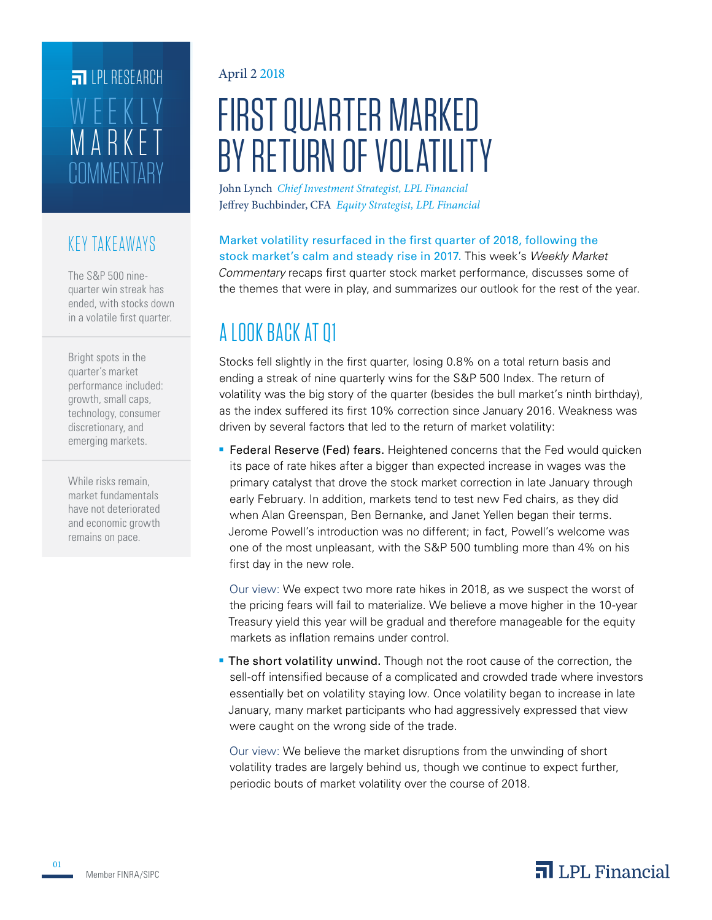LPL RESEARCH

WEEKLY MARKET COMMENTARY

April 2 2018

# FIRST QUARTER MARKED BY RETURN OF VOLATILITY

John Lynch *Chief Investment Strategist, LPL Financial*
Jeffrey Buchbinder, CFA *Equity Strategist, LPL Financial*

## KEY TAKEAWAYS

The S&P 500 nine-quarter win streak has ended, with stocks down in a volatile first quarter.

Bright spots in the quarter's market performance included: growth, small caps, technology, consumer discretionary, and emerging markets.

While risks remain, market fundamentals have not deteriorated and economic growth remains on pace.

Market volatility resurfaced in the first quarter of 2018, following the stock market's calm and steady rise in 2017. This week's *Weekly Market Commentary* recaps first quarter stock market performance, discusses some of the themes that were in play, and summarizes our outlook for the rest of the year.

## A LOOK BACK AT Q1

Stocks fell slightly in the first quarter, losing 0.8% on a total return basis and ending a streak of nine quarterly wins for the S&P 500 Index. The return of volatility was the big story of the quarter (besides the bull market's ninth birthday), as the index suffered its first 10% correction since January 2016. Weakness was driven by several factors that led to the return of market volatility:

- Federal Reserve (Fed) fears. Heightened concerns that the Fed would quicken its pace of rate hikes after a bigger than expected increase in wages was the primary catalyst that drove the stock market correction in late January through early February. In addition, markets tend to test new Fed chairs, as they did when Alan Greenspan, Ben Bernanke, and Janet Yellen began their terms. Jerome Powell's introduction was no different; in fact, Powell's welcome was one of the most unpleasant, with the S&P 500 tumbling more than 4% on his first day in the new role.

  Our view: We expect two more rate hikes in 2018, as we suspect the worst of the pricing fears will fail to materialize. We believe a move higher in the 10-year Treasury yield this year will be gradual and therefore manageable for the equity markets as inflation remains under control.

- The short volatility unwind. Though not the root cause of the correction, the sell-off intensified because of a complicated and crowded trade where investors essentially bet on volatility staying low. Once volatility began to increase in late January, many market participants who had aggressively expressed that view were caught on the wrong side of the trade.

  Our view: We believe the market disruptions from the unwinding of short volatility trades are largely behind us, though we continue to expect further, periodic bouts of market volatility over the course of 2018.

Member FINRA/SIPC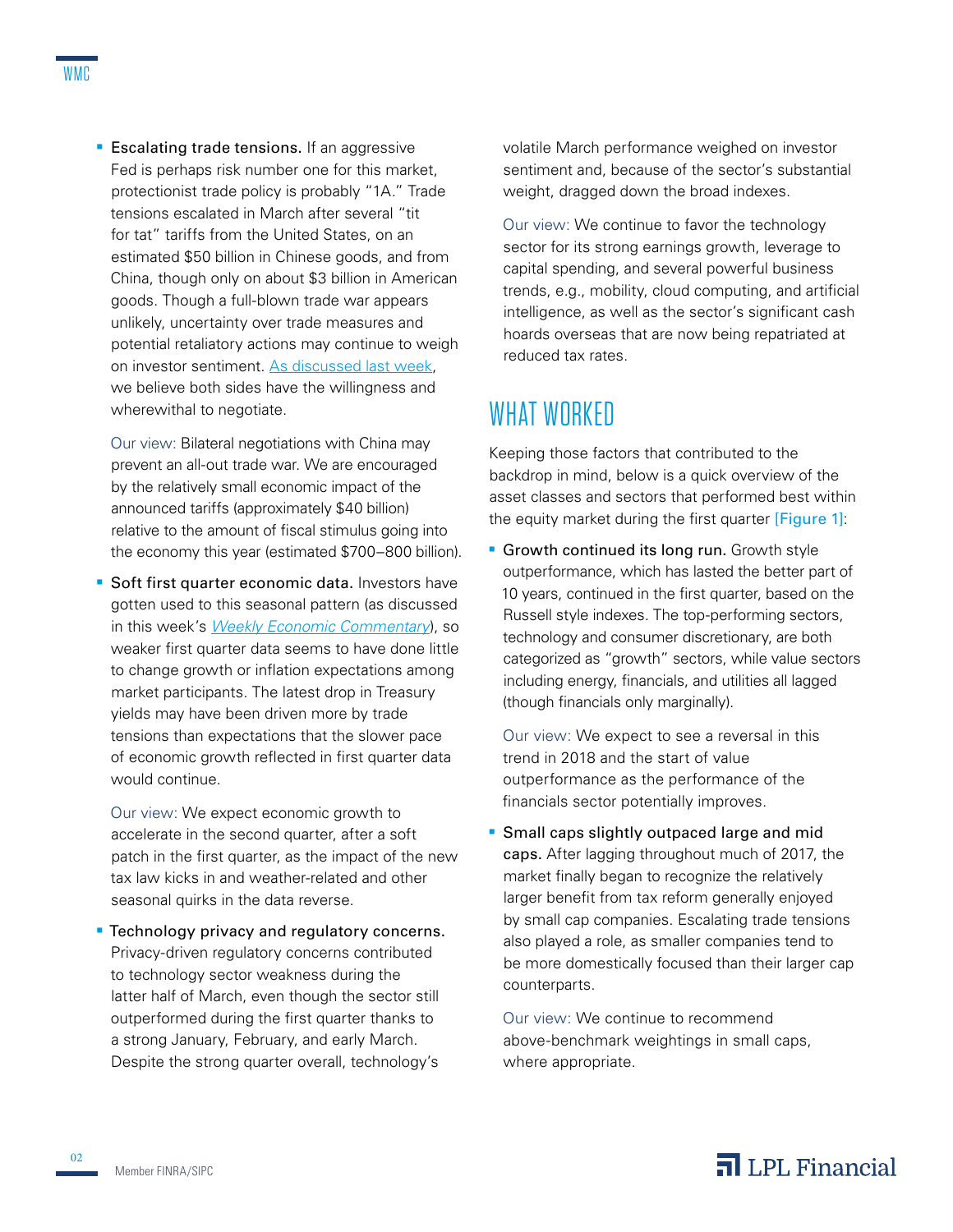- **Escalating trade tensions.** If an aggressive Fed is perhaps risk number one for this market, protectionist trade policy is probably "1A." Trade tensions escalated in March after several "tit for tat" tariffs from the United States, on an estimated $50 billion in Chinese goods, and from China, though only on about $3 billion in American goods. Though a full-blown trade war appears unlikely, uncertainty over trade measures and potential retaliatory actions may continue to weigh on investor sentiment. As discussed last week, we believe both sides have the willingness and wherewithal to negotiate.

  Our view: Bilateral negotiations with China may prevent an all-out trade war. We are encouraged by the relatively small economic impact of the announced tariffs (approximately $40 billion) relative to the amount of fiscal stimulus going into the economy this year (estimated $700–800 billion).

- **Soft first quarter economic data.** Investors have gotten used to this seasonal pattern (as discussed in this week's *Weekly Economic Commentary*), so weaker first quarter data seems to have done little to change growth or inflation expectations among market participants. The latest drop in Treasury yields may have been driven more by trade tensions than expectations that the slower pace of economic growth reflected in first quarter data would continue.

  Our view: We expect economic growth to accelerate in the second quarter, after a soft patch in the first quarter, as the impact of the new tax law kicks in and weather-related and other seasonal quirks in the data reverse.

- **Technology privacy and regulatory concerns.** Privacy-driven regulatory concerns contributed to technology sector weakness during the latter half of March, even though the sector still outperformed during the first quarter thanks to a strong January, February, and early March. Despite the strong quarter overall, technology's volatile March performance weighed on investor sentiment and, because of the sector's substantial weight, dragged down the broad indexes.

  Our view: We continue to favor the technology sector for its strong earnings growth, leverage to capital spending, and several powerful business trends, e.g., mobility, cloud computing, and artificial intelligence, as well as the sector's significant cash hoards overseas that are now being repatriated at reduced tax rates.

## WHAT WORKED

Keeping those factors that contributed to the backdrop in mind, below is a quick overview of the asset classes and sectors that performed best within the equity market during the first quarter [Figure 1]:

- **Growth continued its long run.** Growth style outperformance, which has lasted the better part of 10 years, continued in the first quarter, based on the Russell style indexes. The top-performing sectors, technology and consumer discretionary, are both categorized as "growth" sectors, while value sectors including energy, financials, and utilities all lagged (though financials only marginally).

  Our view: We expect to see a reversal in this trend in 2018 and the start of value outperformance as the performance of the financials sector potentially improves.

- **Small caps slightly outpaced large and mid caps.** After lagging throughout much of 2017, the market finally began to recognize the relatively larger benefit from tax reform generally enjoyed by small cap companies. Escalating trade tensions also played a role, as smaller companies tend to be more domestically focused than their larger cap counterparts.

  Our view: We continue to recommend above-benchmark weightings in small caps, where appropriate.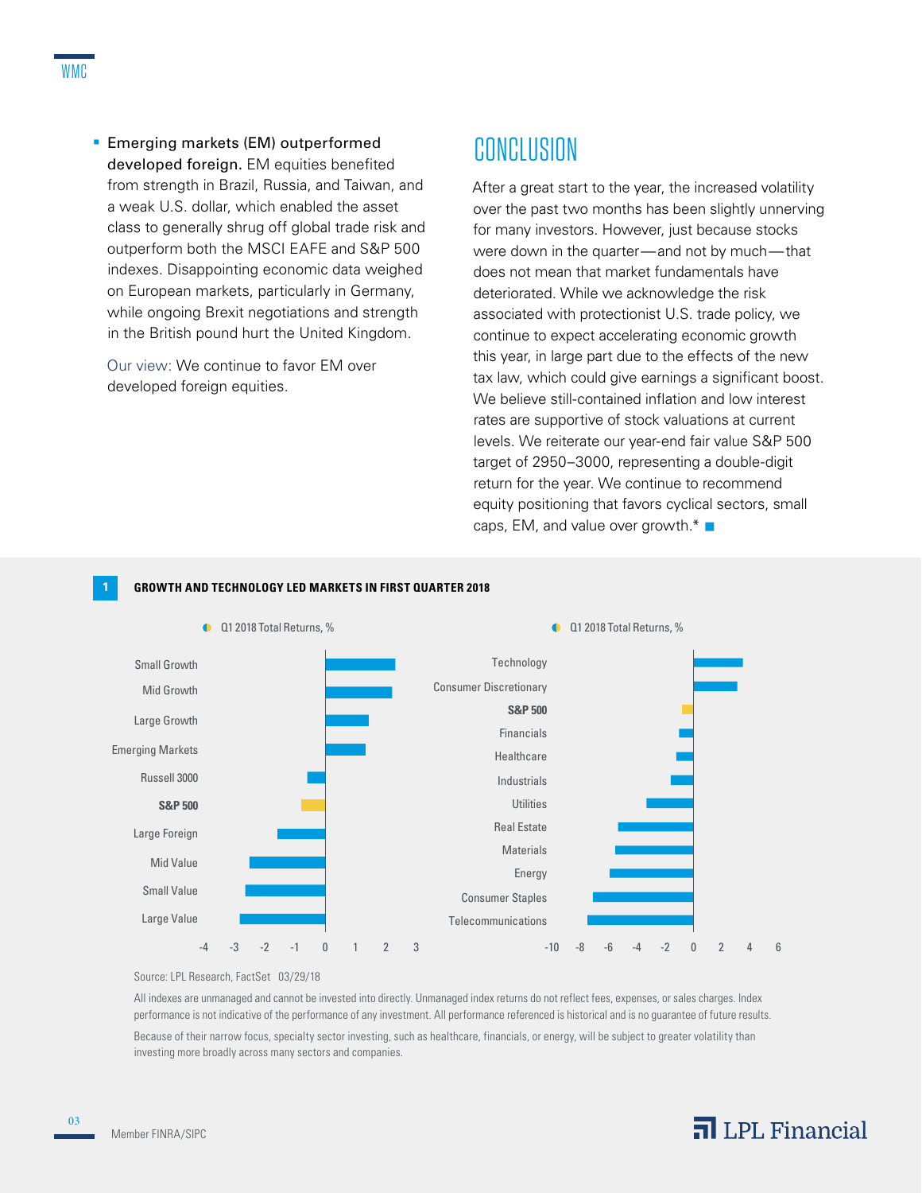- **Emerging markets (EM) outperformed developed foreign.** EM equities benefited from strength in Brazil, Russia, and Taiwan, and a weak U.S. dollar, which enabled the asset class to generally shrug off global trade risk and outperform both the MSCI EAFE and S&P 500 indexes. Disappointing economic data weighed on European markets, particularly in Germany, while ongoing Brexit negotiations and strength in the British pound hurt the United Kingdom.

  Our view: We continue to favor EM over developed foreign equities.

## CONCLUSION

After a great start to the year, the increased volatility over the past two months has been slightly unnerving for many investors. However, just because stocks were down in the quarter—and not by much—that does not mean that market fundamentals have deteriorated. While we acknowledge the risk associated with protectionist U.S. trade policy, we continue to expect accelerating economic growth this year, in large part due to the effects of the new tax law, which could give earnings a significant boost. We believe still-contained inflation and low interest rates are supportive of stock valuations at current levels. We reiterate our year-end fair value S&P 500 target of 2950–3000, representing a double-digit return for the year. We continue to recommend equity positioning that favors cyclical sectors, small caps, EM, and value over growth.*

**1 GROWTH AND TECHNOLOGY LED MARKETS IN FIRST QUARTER 2018**

Q1 2018 Total Returns, %

Small Growth, Mid Growth, Large Growth, Emerging Markets, Russell 3000, **S&P 500**, Large Foreign, Mid Value, Small Value, Large Value

Q1 2018 Total Returns, %

Technology, Consumer Discretionary, **S&P 500**, Financials, Healthcare, Industrials, Utilities, Real Estate, Materials, Energy, Consumer Staples, Telecommunications

Source: LPL Research, FactSet 03/29/18

All indexes are unmanaged and cannot be invested into directly. Unmanaged index returns do not reflect fees, expenses, or sales charges. Index performance is not indicative of the performance of any investment. All performance referenced is historical and is no guarantee of future results.

Because of their narrow focus, specialty sector investing, such as healthcare, financials, or energy, will be subject to greater volatility than investing more broadly across many sectors and companies.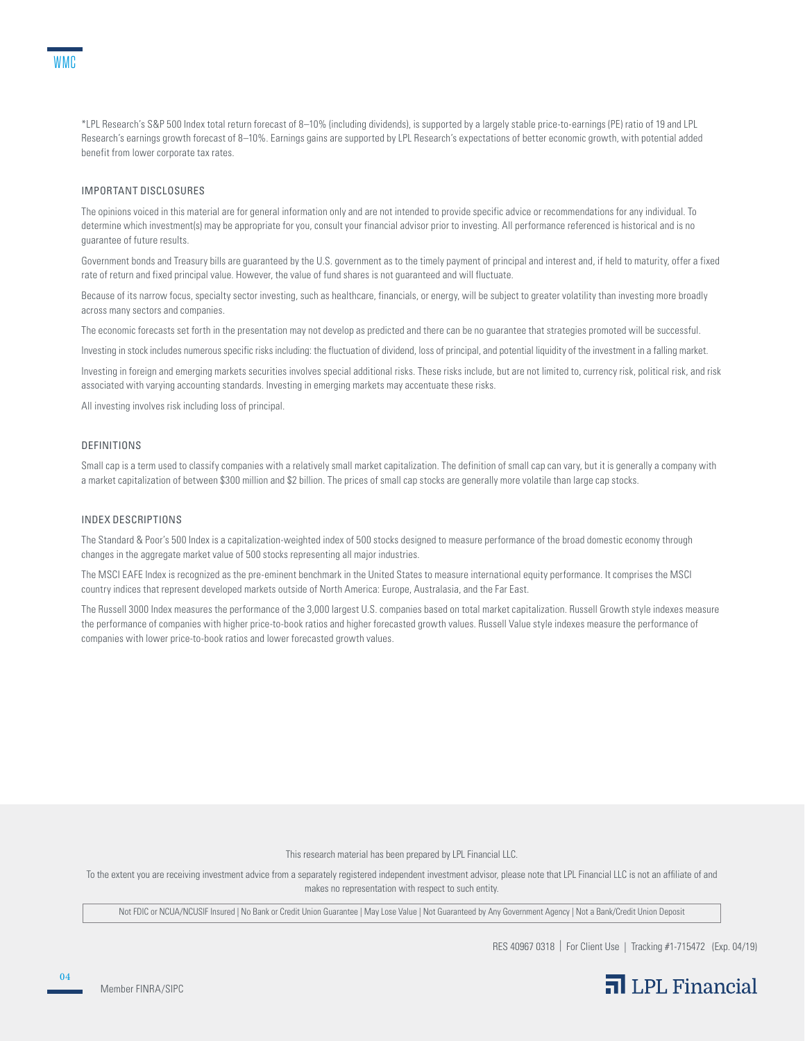*LPL Research's S&P 500 Index total return forecast of 8–10% (including dividends), is supported by a largely stable price-to-earnings (PE) ratio of 19 and LPL Research's earnings growth forecast of 8–10%. Earnings gains are supported by LPL Research's expectations of better economic growth, with potential added benefit from lower corporate tax rates.

### IMPORTANT DISCLOSURES

The opinions voiced in this material are for general information only and are not intended to provide specific advice or recommendations for any individual. To determine which investment(s) may be appropriate for you, consult your financial advisor prior to investing. All performance referenced is historical and is no guarantee of future results.

Government bonds and Treasury bills are guaranteed by the U.S. government as to the timely payment of principal and interest and, if held to maturity, offer a fixed rate of return and fixed principal value. However, the value of fund shares is not guaranteed and will fluctuate.

Because of its narrow focus, specialty sector investing, such as healthcare, financials, or energy, will be subject to greater volatility than investing more broadly across many sectors and companies.

The economic forecasts set forth in the presentation may not develop as predicted and there can be no guarantee that strategies promoted will be successful.

Investing in stock includes numerous specific risks including: the fluctuation of dividend, loss of principal, and potential liquidity of the investment in a falling market.

Investing in foreign and emerging markets securities involves special additional risks. These risks include, but are not limited to, currency risk, political risk, and risk associated with varying accounting standards. Investing in emerging markets may accentuate these risks.

All investing involves risk including loss of principal.

### DEFINITIONS

Small cap is a term used to classify companies with a relatively small market capitalization. The definition of small cap can vary, but it is generally a company with a market capitalization of between $300 million and $2 billion. The prices of small cap stocks are generally more volatile than large cap stocks.

### INDEX DESCRIPTIONS

The Standard & Poor's 500 Index is a capitalization-weighted index of 500 stocks designed to measure performance of the broad domestic economy through changes in the aggregate market value of 500 stocks representing all major industries.

The MSCI EAFE Index is recognized as the pre-eminent benchmark in the United States to measure international equity performance. It comprises the MSCI country indices that represent developed markets outside of North America: Europe, Australasia, and the Far East.

The Russell 3000 Index measures the performance of the 3,000 largest U.S. companies based on total market capitalization. Russell Growth style indexes measure the performance of companies with higher price-to-book ratios and higher forecasted growth values. Russell Value style indexes measure the performance of companies with lower price-to-book ratios and lower forecasted growth values.

This research material has been prepared by LPL Financial LLC.

To the extent you are receiving investment advice from a separately registered independent investment advisor, please note that LPL Financial LLC is not an affiliate of and makes no representation with respect to such entity.

Not FDIC or NCUA/NCUSIF Insured | No Bank or Credit Union Guarantee | May Lose Value | Not Guaranteed by Any Government Agency | Not a Bank/Credit Union Deposit

RES 40967 0318 | For Client Use | Tracking #1-715472 (Exp. 04/19)

Member FINRA/SIPC

LPL Financial